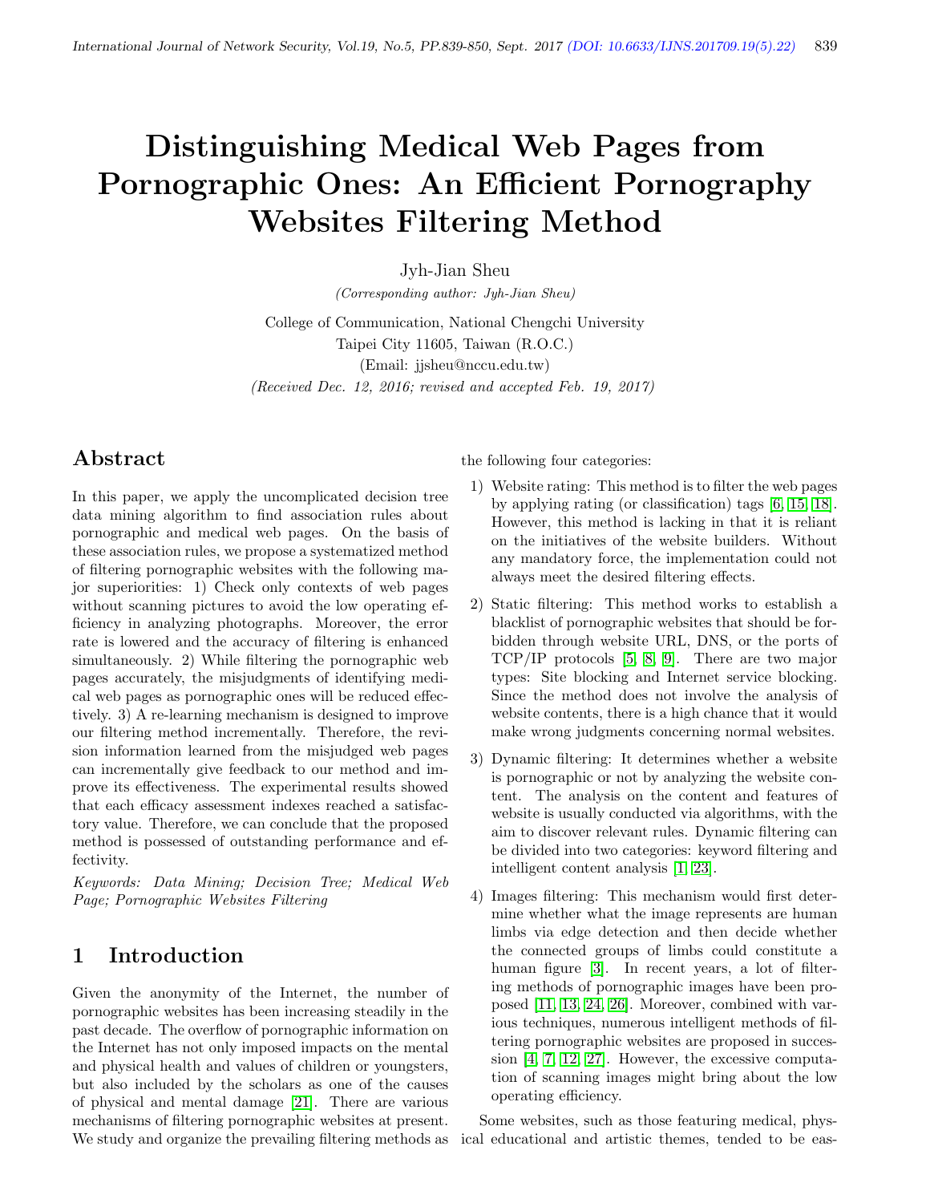# Distinguishing Medical Web Pages from Pornographic Ones: An Efficient Pornography Websites Filtering Method

Jyh-Jian Sheu

*(Corresponding author: Jyh-Jian Sheu)*

College of Communication, National Chengchi University

Taipei City 11605, Taiwan (R.O.C.)

(Email: jjsheu@nccu.edu.tw)

*(Received Dec. 12, 2016; revised and accepted Feb. 19, 2017)*

## Abstract

In this paper, we apply the uncomplicated decision tree data mining algorithm to find association rules about pornographic and medical web pages. On the basis of these association rules, we propose a systematized method of filtering pornographic websites with the following major superiorities: 1) Check only contexts of web pages without scanning pictures to avoid the low operating efficiency in analyzing photographs. Moreover, the error rate is lowered and the accuracy of filtering is enhanced simultaneously. 2) While filtering the pornographic web pages accurately, the misjudgments of identifying medical web pages as pornographic ones will be reduced effectively. 3) A re-learning mechanism is designed to improve our filtering method incrementally. Therefore, the revision information learned from the misjudged web pages can incrementally give feedback to our method and improve its effectiveness. The experimental results showed that each efficacy assessment indexes reached a satisfactory value. Therefore, we can conclude that the proposed method is possessed of outstanding performance and effectivity.

*Keywords: Data Mining; Decision Tree; Medical Web Page; Pornographic Websites Filtering*

## 1 Introduction

Given the anonymity of the Internet, the number of pornographic websites has been increasing steadily in the past decade. The overflow of pornographic information on the Internet has not only imposed impacts on the mental and physical health and values of children or youngsters, but also included by the scholars as one of the causes of physical and mental damage [21]. There are various mechanisms of filtering pornographic websites at present. We study and organize the prevailing filtering methods as the following four categories:

1) Website rating: This method is to filter the web pages by applying rating (or classification) tags [6, 15, 18]. However, this method is lacking in that it is reliant on the initiatives of the website builders. Without any mandatory force, the implementation could not always meet the desired filtering effects.

2) Static filtering: This method works to establish a blacklist of pornographic websites that should be forbidden through website URL, DNS, or the ports of TCP/IP protocols [5, 8, 9]. There are two major types: Site blocking and Internet service blocking. Since the method does not involve the analysis of website contents, there is a high chance that it would make wrong judgments concerning normal websites.

3) Dynamic filtering: It determines whether a website is pornographic or not by analyzing the website content. The analysis on the content and features of website is usually conducted via algorithms, with the aim to discover relevant rules. Dynamic filtering can be divided into two categories: keyword filtering and intelligent content analysis [1, 23].

4) Images filtering: This mechanism would first determine whether what the image represents are human limbs via edge detection and then decide whether the connected groups of limbs could constitute a human figure [3]. In recent years, a lot of filtering methods of pornographic images have been proposed [11, 13, 24, 26]. Moreover, combined with various techniques, numerous intelligent methods of filtering pornographic websites are proposed in succession [4, 7, 12, 27]. However, the excessive computation of scanning images might bring about the low operating efficiency.

Some websites, such as those featuring medical, physical educational and artistic themes, tended to be eas-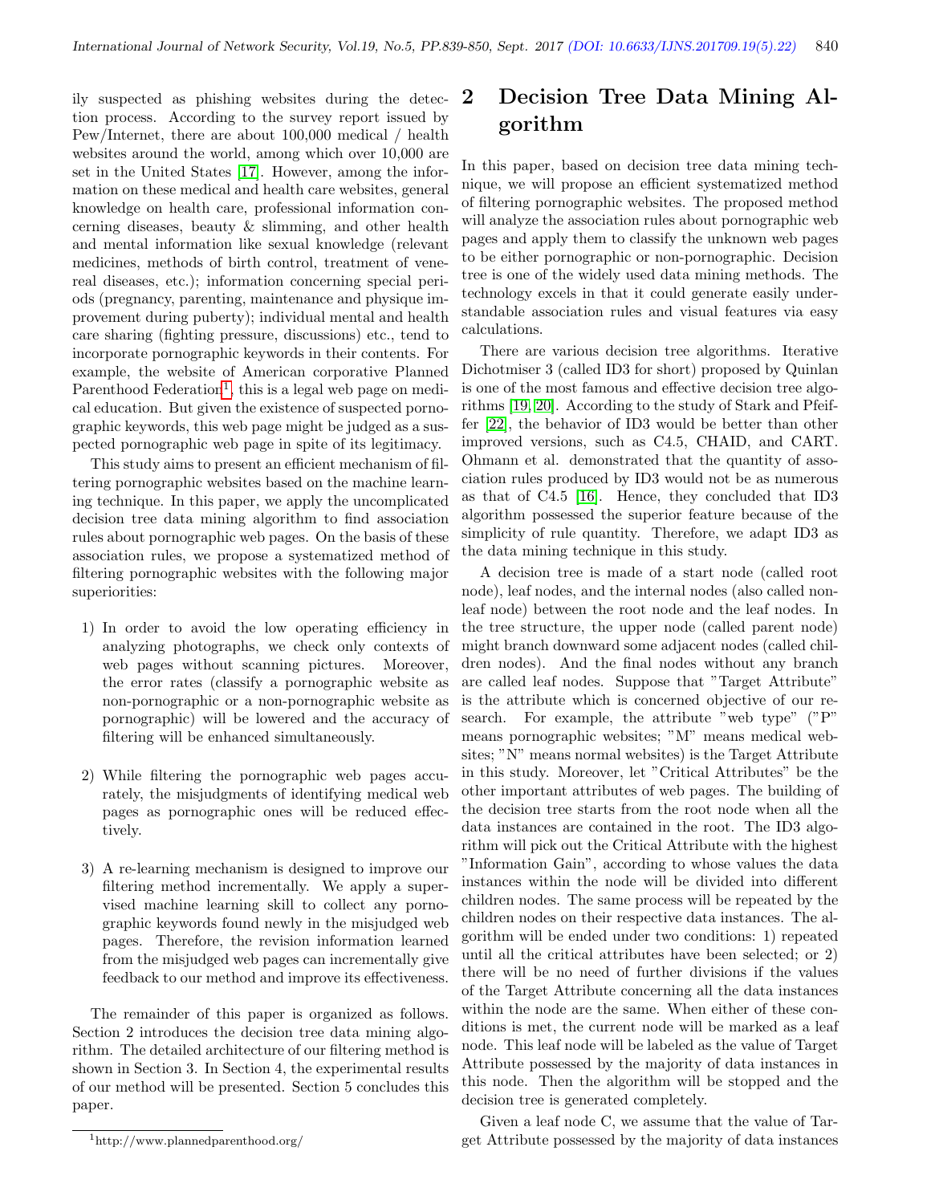ily suspected as phishing websites during the detection process. According to the survey report issued by Pew/Internet, there are about 100,000 medical / health websites around the world, among which over 10,000 are set in the United States [17]. However, among the information on these medical and health care websites, general knowledge on health care, professional information concerning diseases, beauty & slimming, and other health and mental information like sexual knowledge (relevant medicines, methods of birth control, treatment of venereal diseases, etc.); information concerning special periods (pregnancy, parenting, maintenance and physique improvement during puberty); individual mental and health care sharing (fighting pressure, discussions) etc., tend to incorporate pornographic keywords in their contents. For example, the website of American corporative Planned Parenthood Federation[1], this is a legal web page on medical education. But given the existence of suspected pornographic keywords, this web page might be judged as a suspected pornographic web page in spite of its legitimacy.

This study aims to present an efficient mechanism of filtering pornographic websites based on the machine learning technique. In this paper, we apply the uncomplicated decision tree data mining algorithm to find association rules about pornographic web pages. On the basis of these association rules, we propose a systematized method of filtering pornographic websites with the following major superiorities:

1) In order to avoid the low operating efficiency in analyzing photographs, we check only contexts of web pages without scanning pictures. Moreover, the error rates (classify a pornographic website as non-pornographic or a non-pornographic website as pornographic) will be lowered and the accuracy of filtering will be enhanced simultaneously.

2) While filtering the pornographic web pages accurately, the misjudgments of identifying medical web pages as pornographic ones will be reduced effectively.

3) A re-learning mechanism is designed to improve our filtering method incrementally. We apply a supervised machine learning skill to collect any pornographic keywords found newly in the misjudged web pages. Therefore, the revision information learned from the misjudged web pages can incrementally give feedback to our method and improve its effectiveness.

The remainder of this paper is organized as follows. Section 2 introduces the decision tree data mining algorithm. The detailed architecture of our filtering method is shown in Section 3. In Section 4, the experimental results of our method will be presented. Section 5 concludes this paper.

[1] http://www.plannedparenthood.org/

# 2 Decision Tree Data Mining Algorithm

In this paper, based on decision tree data mining technique, we will propose an efficient systematized method of filtering pornographic websites. The proposed method will analyze the association rules about pornographic web pages and apply them to classify the unknown web pages to be either pornographic or non-pornographic. Decision tree is one of the widely used data mining methods. The technology excels in that it could generate easily understandable association rules and visual features via easy calculations.

There are various decision tree algorithms. Iterative Dichotmiser 3 (called ID3 for short) proposed by Quinlan is one of the most famous and effective decision tree algorithms [19, 20]. According to the study of Stark and Pfeiffer [22], the behavior of ID3 would be better than other improved versions, such as C4.5, CHAID, and CART. Ohmann et al. demonstrated that the quantity of association rules produced by ID3 would not be as numerous as that of C4.5 [16]. Hence, they concluded that ID3 algorithm possessed the superior feature because of the simplicity of rule quantity. Therefore, we adapt ID3 as the data mining technique in this study.

A decision tree is made of a start node (called root node), leaf nodes, and the internal nodes (also called non-leaf node) between the root node and the leaf nodes. In the tree structure, the upper node (called parent node) might branch downward some adjacent nodes (called children nodes). And the final nodes without any branch are called leaf nodes. Suppose that "Target Attribute" is the attribute which is concerned objective of our research. For example, the attribute "web type" ("P" means pornographic websites; "M" means medical websites; "N" means normal websites) is the Target Attribute in this study. Moreover, let "Critical Attributes" be the other important attributes of web pages. The building of the decision tree starts from the root node when all the data instances are contained in the root. The ID3 algorithm will pick out the Critical Attribute with the highest "Information Gain", according to whose values the data instances within the node will be divided into different children nodes. The same process will be repeated by the children nodes on their respective data instances. The algorithm will be ended under two conditions: 1) repeated until all the critical attributes have been selected; or 2) there will be no need of further divisions if the values of the Target Attribute concerning all the data instances within the node are the same. When either of these conditions is met, the current node will be marked as a leaf node. This leaf node will be labeled as the value of Target Attribute possessed by the majority of data instances in this node. Then the algorithm will be stopped and the decision tree is generated completely.

Given a leaf node C, we assume that the value of Target Attribute possessed by the majority of data instances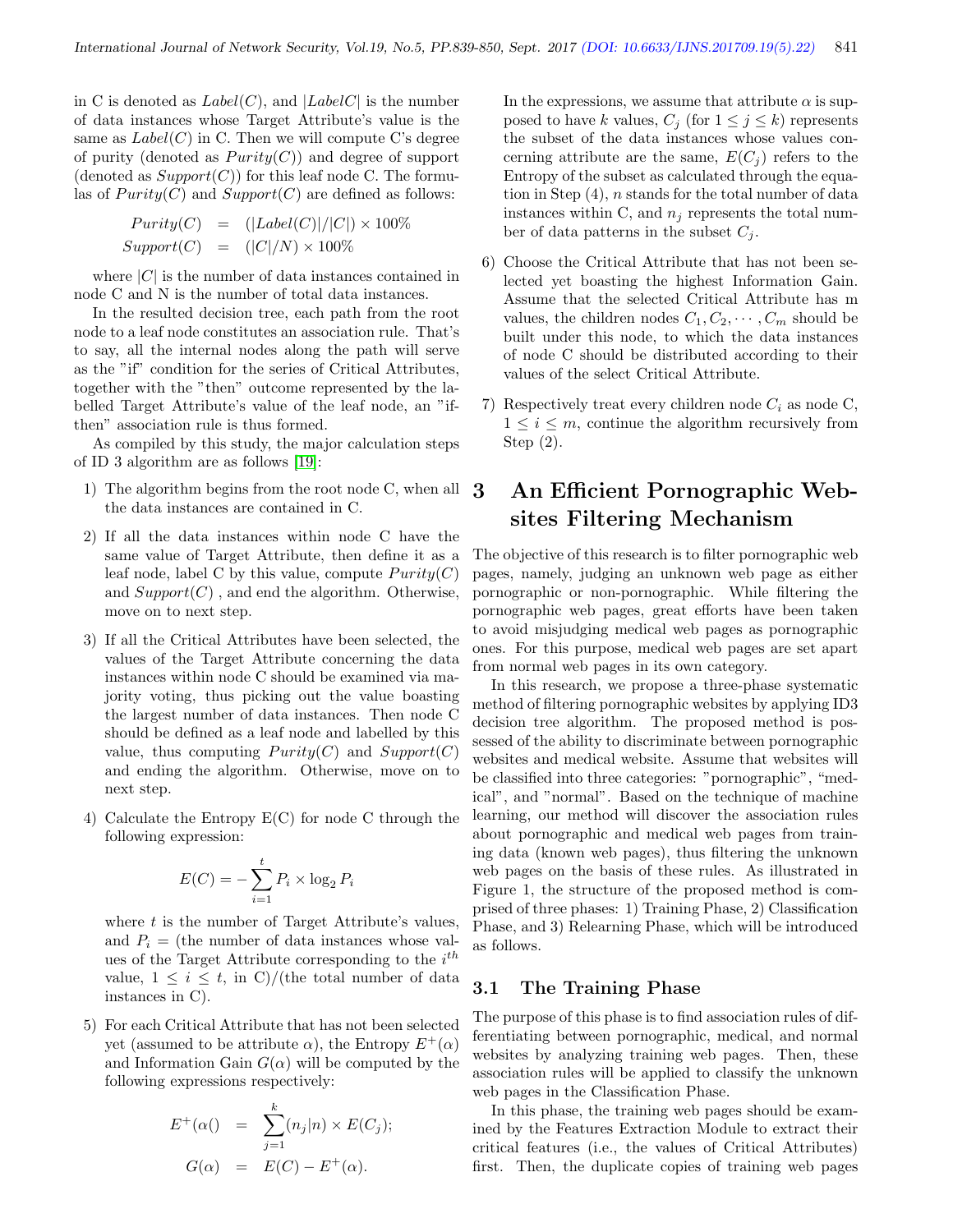in C is denoted as $Label(C)$, and $|LabelC|$ is the number of data instances whose Target Attribute's value is the same as $Label(C)$ in C. Then we will compute C's degree of purity (denoted as $Purity(C)$) and degree of support (denoted as $Support(C)$) for this leaf node C. The formulas of $Purity(C)$ and $Support(C)$ are defined as follows:

$$
\begin{aligned}
Purity(C) &= (|Label(C)|/|C|) \times 100\% \\
Support(C) &= (|C|/N) \times 100\%
\end{aligned}
$$

where $|C|$ is the number of data instances contained in node C and N is the number of total data instances.

In the resulted decision tree, each path from the root node to a leaf node constitutes an association rule. That's to say, all the internal nodes along the path will serve as the "if" condition for the series of Critical Attributes, together with the "then" outcome represented by the labelled Target Attribute's value of the leaf node, an "if-then" association rule is thus formed.

As compiled by this study, the major calculation steps of ID 3 algorithm are as follows [19]:

1) The algorithm begins from the root node C, when all the data instances are contained in C.

2) If all the data instances within node C have the same value of Target Attribute, then define it as a leaf node, label C by this value, compute $Purity(C)$ and $Support(C)$ , and end the algorithm. Otherwise, move on to next step.

3) If all the Critical Attributes have been selected, the values of the Target Attribute concerning the data instances within node C should be examined via majority voting, thus picking out the value boasting the largest number of data instances. Then node C should be defined as a leaf node and labelled by this value, thus computing $Purity(C)$ and $Support(C)$ and ending the algorithm. Otherwise, move on to next step.

4) Calculate the Entropy E(C) for node C through the following expression:

$$E(C) = -\sum_{i=1}^{t} P_i \times \log_2 P_i$$

where $t$ is the number of Target Attribute's values, and $P_i$ = (the number of data instances whose values of the Target Attribute corresponding to the $i^{th}$ value, $1 \leq i \leq t$, in C)/(the total number of data instances in C).

5) For each Critical Attribute that has not been selected yet (assumed to be attribute $\alpha$), the Entropy $E^{+}(\alpha)$ and Information Gain $G(\alpha)$ will be computed by the following expressions respectively:

$$
\begin{aligned}
E^{+}(\alpha() &= \sum_{j=1}^{k} (n_j|n) \times E(C_j); \\
G(\alpha) &= E(C) - E^{+}(\alpha).
\end{aligned}
$$

In the expressions, we assume that attribute $\alpha$ is supposed to have $k$ values, $C_j$ (for $1 \leq j \leq k$) represents the subset of the data instances whose values concerning attribute are the same, $E(C_j)$ refers to the Entropy of the subset as calculated through the equation in Step (4), $n$ stands for the total number of data instances within C, and $n_j$ represents the total number of data patterns in the subset $C_j$.

6) Choose the Critical Attribute that has not been selected yet boasting the highest Information Gain. Assume that the selected Critical Attribute has m values, the children nodes $C_1, C_2, \cdots, C_m$ should be built under this node, to which the data instances of node C should be distributed according to their values of the select Critical Attribute.

7) Respectively treat every children node $C_i$ as node C, $1 \leq i \leq m$, continue the algorithm recursively from Step (2).

# 3 An Efficient Pornographic Websites Filtering Mechanism

The objective of this research is to filter pornographic web pages, namely, judging an unknown web page as either pornographic or non-pornographic. While filtering the pornographic web pages, great efforts have been taken to avoid misjudging medical web pages as pornographic ones. For this purpose, medical web pages are set apart from normal web pages in its own category.

In this research, we propose a three-phase systematic method of filtering pornographic websites by applying ID3 decision tree algorithm. The proposed method is possessed of the ability to discriminate between pornographic websites and medical website. Assume that websites will be classified into three categories: "pornographic", "medical", and "normal". Based on the technique of machine learning, our method will discover the association rules about pornographic and medical web pages from training data (known web pages), thus filtering the unknown web pages on the basis of these rules. As illustrated in Figure 1, the structure of the proposed method is comprised of three phases: 1) Training Phase, 2) Classification Phase, and 3) Relearning Phase, which will be introduced as follows.

## 3.1 The Training Phase

The purpose of this phase is to find association rules of differentiating between pornographic, medical, and normal websites by analyzing training web pages. Then, these association rules will be applied to classify the unknown web pages in the Classification Phase.

In this phase, the training web pages should be examined by the Features Extraction Module to extract their critical features (i.e., the values of Critical Attributes) first. Then, the duplicate copies of training web pages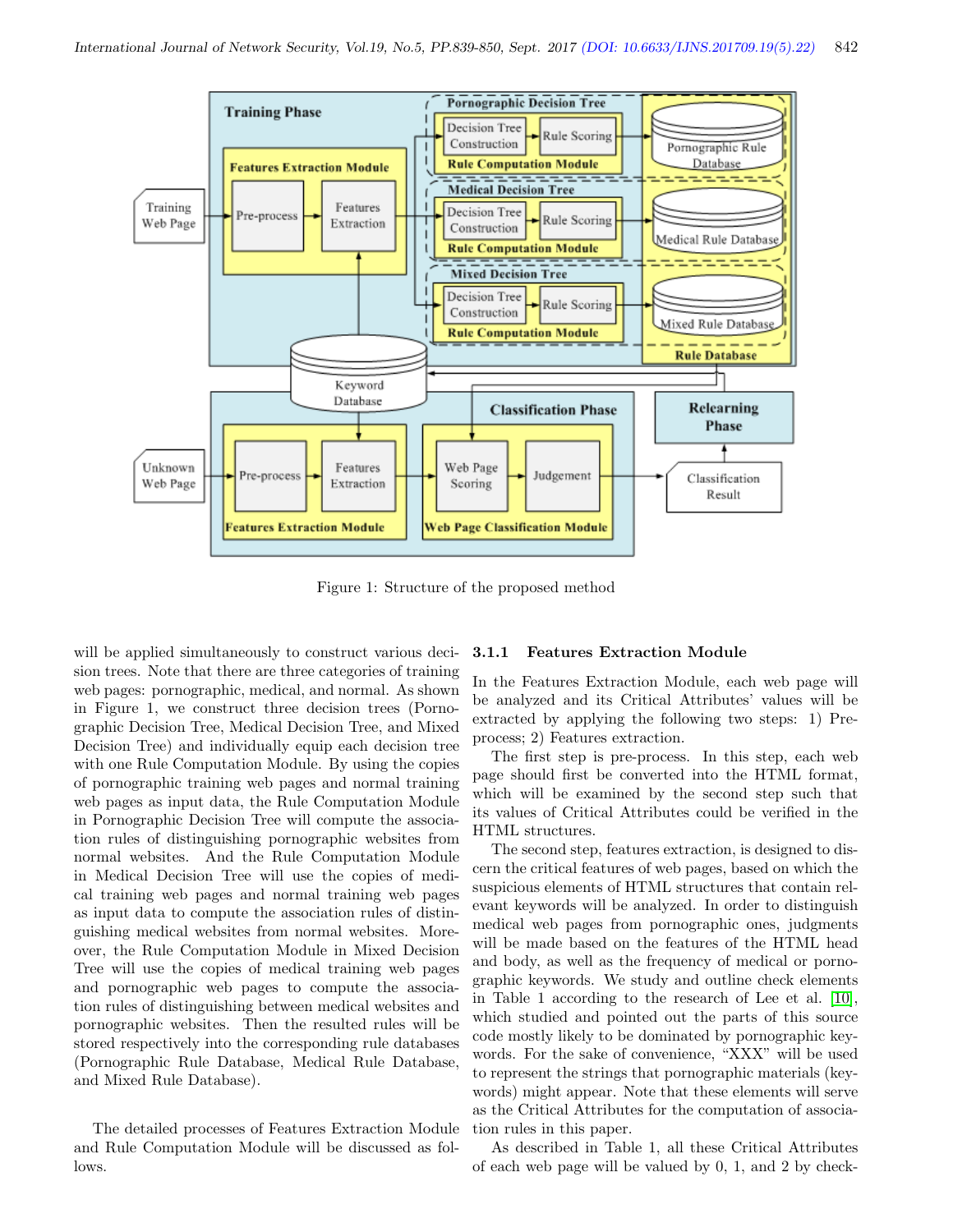Figure 1: Structure of the proposed method

will be applied simultaneously to construct various decision trees. Note that there are three categories of training web pages: pornographic, medical, and normal. As shown in Figure 1, we construct three decision trees (Pornographic Decision Tree, Medical Decision Tree, and Mixed Decision Tree) and individually equip each decision tree with one Rule Computation Module. By using the copies of pornographic training web pages and normal training web pages as input data, the Rule Computation Module in Pornographic Decision Tree will compute the association rules of distinguishing pornographic websites from normal websites. And the Rule Computation Module in Medical Decision Tree will use the copies of medical training web pages and normal training web pages as input data to compute the association rules of distinguishing medical websites from normal websites. Moreover, the Rule Computation Module in Mixed Decision Tree will use the copies of medical training web pages and pornographic web pages to compute the association rules of distinguishing between medical websites and pornographic websites. Then the resulted rules will be stored respectively into the corresponding rule databases (Pornographic Rule Database, Medical Rule Database, and Mixed Rule Database).

The detailed processes of Features Extraction Module and Rule Computation Module will be discussed as follows.

#### 3.1.1 Features Extraction Module

In the Features Extraction Module, each web page will be analyzed and its Critical Attributes' values will be extracted by applying the following two steps: 1) Pre-process; 2) Features extraction.

The first step is pre-process. In this step, each web page should first be converted into the HTML format, which will be examined by the second step such that its values of Critical Attributes could be verified in the HTML structures.

The second step, features extraction, is designed to discern the critical features of web pages, based on which the suspicious elements of HTML structures that contain relevant keywords will be analyzed. In order to distinguish medical web pages from pornographic ones, judgments will be made based on the features of the HTML head and body, as well as the frequency of medical or pornographic keywords. We study and outline check elements in Table 1 according to the research of Lee et al. [10], which studied and pointed out the parts of this source code mostly likely to be dominated by pornographic keywords. For the sake of convenience, "XXX" will be used to represent the strings that pornographic materials (keywords) might appear. Note that these elements will serve as the Critical Attributes for the computation of association rules in this paper.

As described in Table 1, all these Critical Attributes of each web page will be valued by 0, 1, and 2 by check-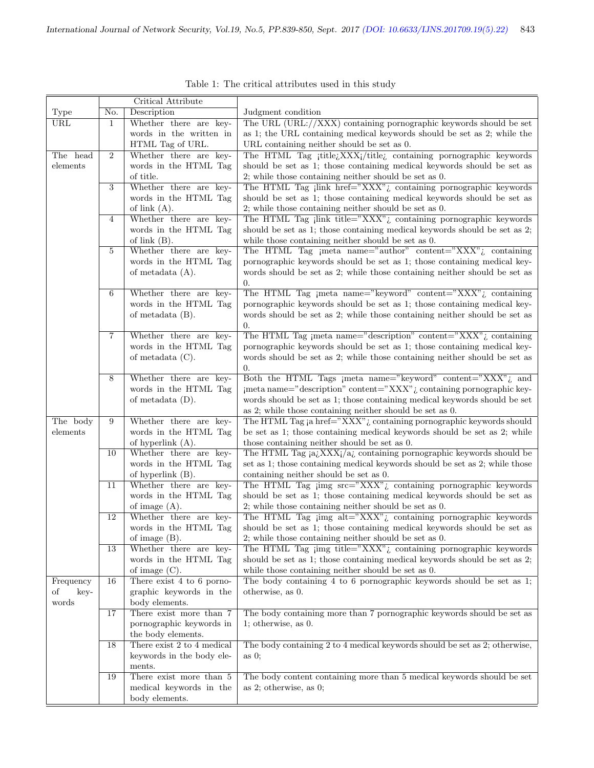Table 1: The critical attributes used in this study

| Type | Critical Attribute | | Judgment condition |
|---|---|---|---|
| | No. | Description | |
| URL | 1 | Whether there are keywords in the written in HTML Tag of URL. | The URL (URL://XXX) containing pornographic keywords should be set as 1; the URL containing medical keywords should be set as 2; while the URL containing neither should be set as 0. |
| The head elements | 2 | Whether there are keywords in the HTML Tag of title. | The HTML Tag ¡title¿XXX¡/title¿ containing pornographic keywords should be set as 1; those containing medical keywords should be set as 2; while those containing neither should be set as 0. |
| | 3 | Whether there are keywords in the HTML Tag of link (A). | The HTML Tag ¡link href="XXX"¿ containing pornographic keywords should be set as 1; those containing medical keywords should be set as 2; while those containing neither should be set as 0. |
| | 4 | Whether there are keywords in the HTML Tag of link (B). | The HTML Tag ¡link title="XXX"¿ containing pornographic keywords should be set as 1; those containing medical keywords should be set as 2; while those containing neither should be set as 0. |
| | 5 | Whether there are keywords in the HTML Tag of metadata (A). | The HTML Tag ¡meta name="author" content="XXX"¿ containing pornographic keywords should be set as 1; those containing medical keywords should be set as 2; while those containing neither should be set as 0. |
| | 6 | Whether there are keywords in the HTML Tag of metadata (B). | The HTML Tag ¡meta name="keyword" content="XXX"¿ containing pornographic keywords should be set as 1; those containing medical keywords should be set as 2; while those containing neither should be set as 0. |
| | 7 | Whether there are keywords in the HTML Tag of metadata (C). | The HTML Tag ¡meta name="description" content="XXX"¿ containing pornographic keywords should be set as 1; those containing medical keywords should be set as 2; while those containing neither should be set as 0. |
| | 8 | Whether there are keywords in the HTML Tag of metadata (D). | Both the HTML Tags ¡meta name="keyword" content="XXX"¿ and ¡meta name="description" content="XXX"¿ containing pornographic keywords should be set as 1; those containing medical keywords should be set as 2; while those containing neither should be set as 0. |
| The body elements | 9 | Whether there are keywords in the HTML Tag of hyperlink (A). | The HTML Tag ¡a href="XXX"¿ containing pornographic keywords should be set as 1; those containing medical keywords should be set as 2; while those containing neither should be set as 0. |
| | 10 | Whether there are keywords in the HTML Tag of hyperlink (B). | The HTML Tag ¡a¿XXX¡/a¿ containing pornographic keywords should be set as 1; those containing medical keywords should be set as 2; while those containing neither should be set as 0. |
| | 11 | Whether there are keywords in the HTML Tag of image (A). | The HTML Tag ¡img src="XXX"¿ containing pornographic keywords should be set as 1; those containing medical keywords should be set as 2; while those containing neither should be set as 0. |
| | 12 | Whether there are keywords in the HTML Tag of image (B). | The HTML Tag ¡img alt="XXX"¿ containing pornographic keywords should be set as 1; those containing medical keywords should be set as 2; while those containing neither should be set as 0. |
| | 13 | Whether there are keywords in the HTML Tag of image (C). | The HTML Tag ¡img title="XXX"¿ containing pornographic keywords should be set as 1; those containing medical keywords should be set as 2; while those containing neither should be set as 0. |
| Frequency of keywords | 16 | There exist 4 to 6 pornographic keywords in the body elements. | The body containing 4 to 6 pornographic keywords should be set as 1; otherwise, as 0. |
| | 17 | There exist more than 7 pornographic keywords in the body elements. | The body containing more than 7 pornographic keywords should be set as 1; otherwise, as 0. |
| | 18 | There exist 2 to 4 medical keywords in the body elements. | The body containing 2 to 4 medical keywords should be set as 2; otherwise, as 0; |
| | 19 | There exist more than 5 medical keywords in the body elements. | The body content containing more than 5 medical keywords should be set as 2; otherwise, as 0; |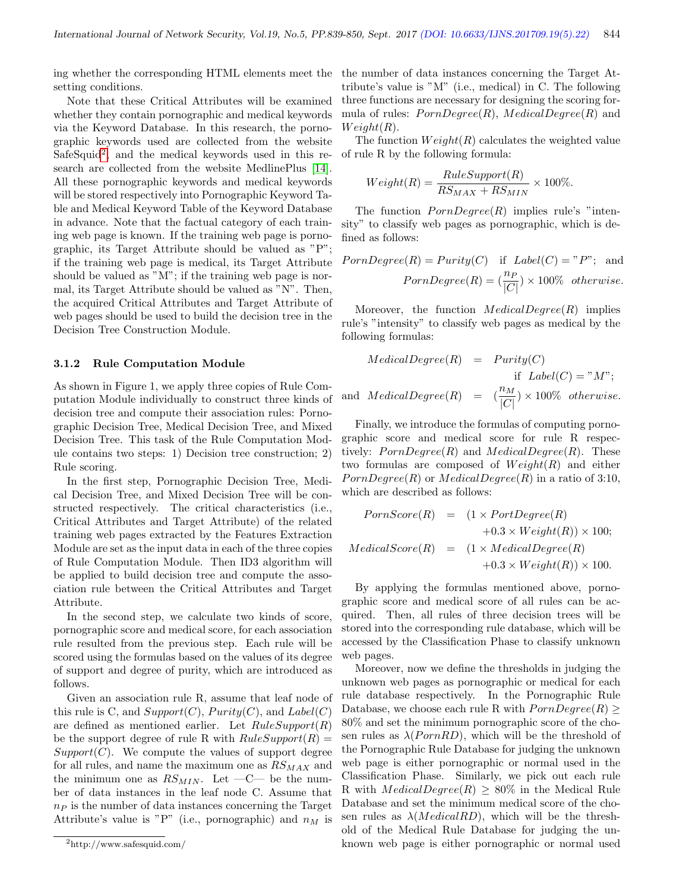ing whether the corresponding HTML elements meet the setting conditions.

Note that these Critical Attributes will be examined whether they contain pornographic and medical keywords via the Keyword Database. In this research, the pornographic keywords used are collected from the website SafeSquid[2], and the medical keywords used in this research are collected from the website MedlinePlus [14]. All these pornographic keywords and medical keywords will be stored respectively into Pornographic Keyword Table and Medical Keyword Table of the Keyword Database in advance. Note that the factual category of each training web page is known. If the training web page is pornographic, its Target Attribute should be valued as "P"; if the training web page is medical, its Target Attribute should be valued as "M"; if the training web page is normal, its Target Attribute should be valued as "N". Then, the acquired Critical Attributes and Target Attribute of web pages should be used to build the decision tree in the Decision Tree Construction Module.

### 3.1.2 Rule Computation Module

As shown in Figure 1, we apply three copies of Rule Computation Module individually to construct three kinds of decision tree and compute their association rules: Pornographic Decision Tree, Medical Decision Tree, and Mixed Decision Tree. This task of the Rule Computation Module contains two steps: 1) Decision tree construction; 2) Rule scoring.

In the first step, Pornographic Decision Tree, Medical Decision Tree, and Mixed Decision Tree will be constructed respectively. The critical characteristics (i.e., Critical Attributes and Target Attribute) of the related training web pages extracted by the Features Extraction Module are set as the input data in each of the three copies of Rule Computation Module. Then ID3 algorithm will be applied to build decision tree and compute the association rule between the Critical Attributes and Target Attribute.

In the second step, we calculate two kinds of score, pornographic score and medical score, for each association rule resulted from the previous step. Each rule will be scored using the formulas based on the values of its degree of support and degree of purity, which are introduced as follows.

Given an association rule R, assume that leaf node of this rule is C, and $Support(C)$, $Purity(C)$, and $Label(C)$ are defined as mentioned earlier. Let $RuleSupport(R)$ be the support degree of rule R with $RuleSupport(R) = Support(C)$. We compute the values of support degree for all rules, and name the maximum one as $RS_{MAX}$ and the minimum one as $RS_{MIN}$. Let —C— be the number of data instances in the leaf node C. Assume that $n_P$ is the number of data instances concerning the Target Attribute's value is "P" (i.e., pornographic) and $n_M$ is the number of data instances concerning the Target Attribute's value is "M" (i.e., medical) in C. The following three functions are necessary for designing the scoring formula of rules: $PornDegree(R)$, $MedicalDegree(R)$ and $Weight(R)$.

The function $Weight(R)$ calculates the weighted value of rule R by the following formula:

$$Weight(R) = \frac{RuleSupport(R)}{RS_{MAX} + RS_{MIN}} \times 100\%.$$

The function $PornDegree(R)$ implies rule's "intensity" to classify web pages as pornographic, which is defined as follows:

$$PornDegree(R) = Purity(C) \quad \text{if } Label(C) = "P"; \text{ and}$$
$$PornDegree(R) = (\frac{n_P}{|C|}) \times 100\% \quad otherwise.$$

Moreover, the function $MedicalDegree(R)$ implies rule's "intensity" to classify web pages as medical by the following formulas:

$$MedicalDegree(R) = Purity(C) \quad \text{if } Label(C) = "M";$$
$$\text{and } MedicalDegree(R) = (\frac{n_M}{|C|}) \times 100\% \quad otherwise.$$

Finally, we introduce the formulas of computing pornographic score and medical score for rule R respectively: $PornDegree(R)$ and $MedicalDegree(R)$. These two formulas are composed of $Weight(R)$ and either $PornDegree(R)$ or $MedicalDegree(R)$ in a ratio of 3:10, which are described as follows:

$$PornScore(R) = (1 \times PortDegree(R) + 0.3 \times Weight(R)) \times 100;$$
$$MedicalScore(R) = (1 \times MedicalDegree(R) + 0.3 \times Weight(R)) \times 100.$$

By applying the formulas mentioned above, pornographic score and medical score of all rules can be acquired. Then, all rules of three decision trees will be stored into the corresponding rule database, which will be accessed by the Classification Phase to classify unknown web pages.

Moreover, now we define the thresholds in judging the unknown web pages as pornographic or medical for each rule database respectively. In the Pornographic Rule Database, we choose each rule R with $PornDegree(R) \geq 80\%$ and set the minimum pornographic score of the chosen rules as $\lambda(PornRD)$, which will be the threshold of the Pornographic Rule Database for judging the unknown web page is either pornographic or normal used in the Classification Phase. Similarly, we pick out each rule R with $MedicalDegree(R) \geq 80\%$ in the Medical Rule Database and set the minimum medical score of the chosen rules as $\lambda(MedicalRD)$, which will be the threshold of the Medical Rule Database for judging the unknown web page is either pornographic or normal used

[2] http://www.safesquid.com/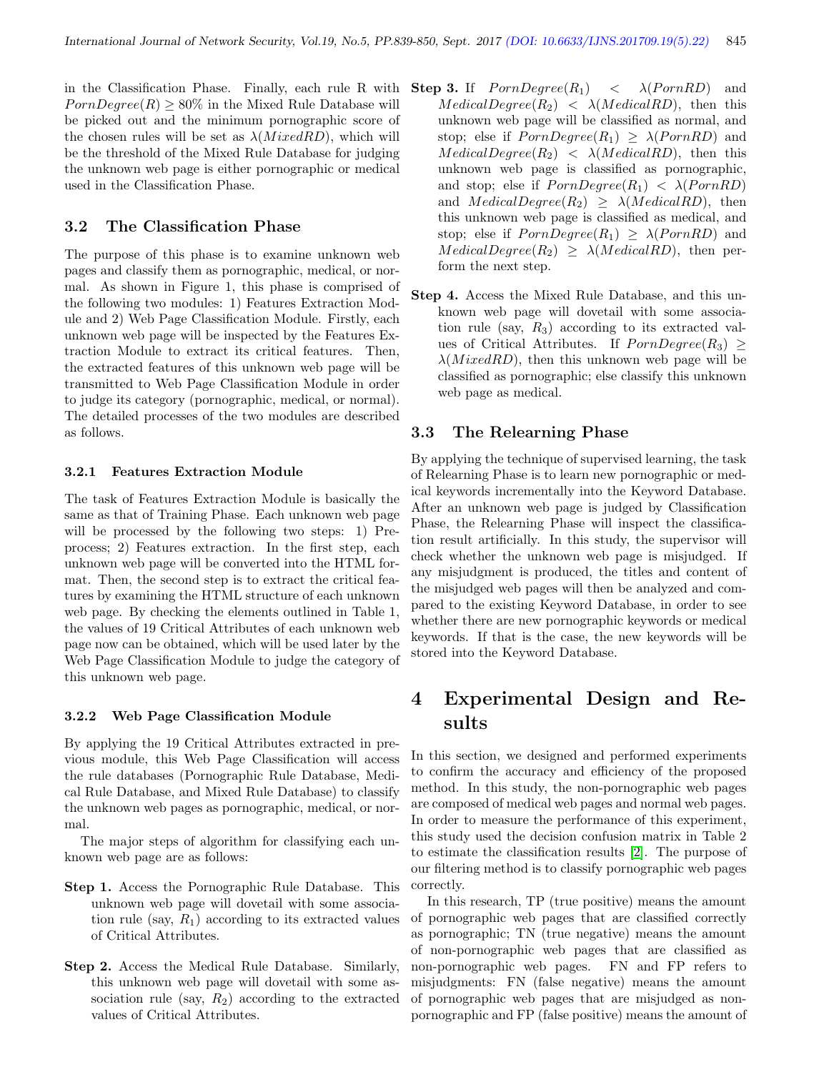in the Classification Phase. Finally, each rule R with $PornDegree(R) \geq 80\%$ in the Mixed Rule Database will be picked out and the minimum pornographic score of the chosen rules will be set as $\lambda(MixedRD)$, which will be the threshold of the Mixed Rule Database for judging the unknown web page is either pornographic or medical used in the Classification Phase.

## 3.2 The Classification Phase

The purpose of this phase is to examine unknown web pages and classify them as pornographic, medical, or normal. As shown in Figure 1, this phase is comprised of the following two modules: 1) Features Extraction Module and 2) Web Page Classification Module. Firstly, each unknown web page will be inspected by the Features Extraction Module to extract its critical features. Then, the extracted features of this unknown web page will be transmitted to Web Page Classification Module in order to judge its category (pornographic, medical, or normal). The detailed processes of the two modules are described as follows.

### 3.2.1 Features Extraction Module

The task of Features Extraction Module is basically the same as that of Training Phase. Each unknown web page will be processed by the following two steps: 1) Preprocess; 2) Features extraction. In the first step, each unknown web page will be converted into the HTML format. Then, the second step is to extract the critical features by examining the HTML structure of each unknown web page. By checking the elements outlined in Table 1, the values of 19 Critical Attributes of each unknown web page now can be obtained, which will be used later by the Web Page Classification Module to judge the category of this unknown web page.

### 3.2.2 Web Page Classification Module

By applying the 19 Critical Attributes extracted in previous module, this Web Page Classification will access the rule databases (Pornographic Rule Database, Medical Rule Database, and Mixed Rule Database) to classify the unknown web pages as pornographic, medical, or normal.

The major steps of algorithm for classifying each unknown web page are as follows:

**Step 1.** Access the Pornographic Rule Database. This unknown web page will dovetail with some association rule (say, $R_1$) according to its extracted values of Critical Attributes.

**Step 2.** Access the Medical Rule Database. Similarly, this unknown web page will dovetail with some association rule (say, $R_2$) according to the extracted values of Critical Attributes.

**Step 3.** If $PornDegree(R_1) < \lambda(PornRD)$ and $MedicalDegree(R_2) < \lambda(MedicalRD)$, then this unknown web page will be classified as normal, and stop; else if $PornDegree(R_1) \geq \lambda(PornRD)$ and $MedicalDegree(R_2) < \lambda(MedicalRD)$, then this unknown web page is classified as pornographic, and stop; else if $PornDegree(R_1) < \lambda(PornRD)$ and $MedicalDegree(R_2) \geq \lambda(MedicalRD)$, then this unknown web page is classified as medical, and stop; else if $PornDegree(R_1) \geq \lambda(PornRD)$ and $MedicalDegree(R_2) \geq \lambda(MedicalRD)$, then perform the next step.

**Step 4.** Access the Mixed Rule Database, and this unknown web page will dovetail with some association rule (say, $R_3$) according to its extracted values of Critical Attributes. If $PornDegree(R_3) \geq \lambda(MixedRD)$, then this unknown web page will be classified as pornographic; else classify this unknown web page as medical.

## 3.3 The Relearning Phase

By applying the technique of supervised learning, the task of Relearning Phase is to learn new pornographic or medical keywords incrementally into the Keyword Database. After an unknown web page is judged by Classification Phase, the Relearning Phase will inspect the classification result artificially. In this study, the supervisor will check whether the unknown web page is misjudged. If any misjudgment is produced, the titles and content of the misjudged web pages will then be analyzed and compared to the existing Keyword Database, in order to see whether there are new pornographic keywords or medical keywords. If that is the case, the new keywords will be stored into the Keyword Database.

# 4 Experimental Design and Results

In this section, we designed and performed experiments to confirm the accuracy and efficiency of the proposed method. In this study, the non-pornographic web pages are composed of medical web pages and normal web pages. In order to measure the performance of this experiment, this study used the decision confusion matrix in Table 2 to estimate the classification results [2]. The purpose of our filtering method is to classify pornographic web pages correctly.

In this research, TP (true positive) means the amount of pornographic web pages that are classified correctly as pornographic; TN (true negative) means the amount of non-pornographic web pages that are classified as non-pornographic web pages. FN and FP refers to misjudgments: FN (false negative) means the amount of pornographic web pages that are misjudged as non-pornographic and FP (false positive) means the amount of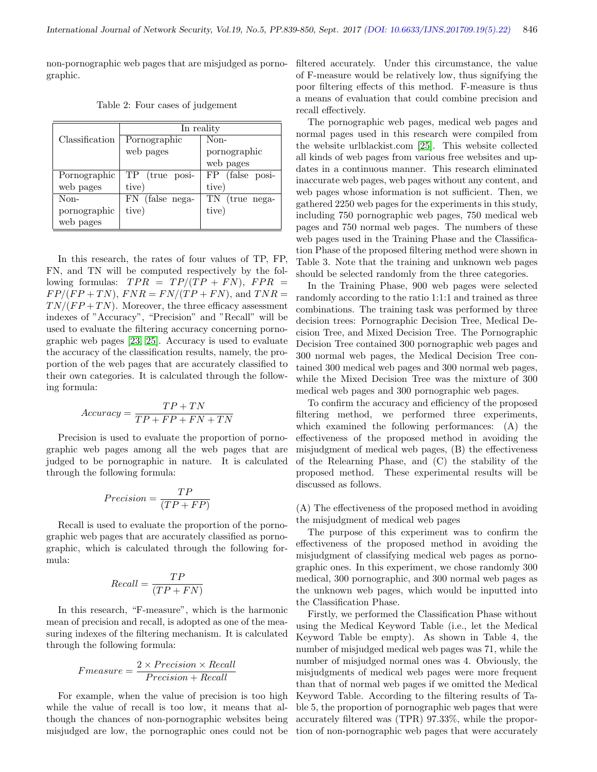non-pornographic web pages that are misjudged as pornographic.

Table 2: Four cases of judgement

| Classification | In reality | |
|---|---|---|
| | Pornographic web pages | Non-pornographic web pages |
| Pornographic web pages | TP (true positive) | FP (false positive) |
| Non-pornographic web pages | FN (false negative) | TN (true negative) |

In this research, the rates of four values of TP, FP, FN, and TN will be computed respectively by the following formulas: $TPR = TP/(TP + FN)$, $FPR = FP/(FP + TN)$, $FNR = FN/(TP + FN)$, and $TNR = TN/(FP + TN)$. Moreover, the three efficacy assessment indexes of "Accuracy", "Precision" and "Recall" will be used to evaluate the filtering accuracy concerning pornographic web pages [23, 25]. Accuracy is used to evaluate the accuracy of the classification results, namely, the proportion of the web pages that are accurately classified to their own categories. It is calculated through the following formula:

$$Accuracy = \frac{TP + TN}{TP + FP + FN + TN}$$

Precision is used to evaluate the proportion of pornographic web pages among all the web pages that are judged to be pornographic in nature. It is calculated through the following formula:

$$Precision = \frac{TP}{(TP + FP)}$$

Recall is used to evaluate the proportion of the pornographic web pages that are accurately classified as pornographic, which is calculated through the following formula:

$$Recall = \frac{TP}{(TP + FN)}$$

In this research, "F-measure", which is the harmonic mean of precision and recall, is adopted as one of the measuring indexes of the filtering mechanism. It is calculated through the following formula:

$$Fmeasure = \frac{2 \times Precision \times Recall}{Precision + Recall}$$

For example, when the value of precision is too high while the value of recall is too low, it means that although the chances of non-pornographic websites being misjudged are low, the pornographic ones could not be filtered accurately. Under this circumstance, the value of F-measure would be relatively low, thus signifying the poor filtering effects of this method. F-measure is thus a means of evaluation that could combine precision and recall effectively.

The pornographic web pages, medical web pages and normal pages used in this research were compiled from the website urlblackist.com [25]. This website collected all kinds of web pages from various free websites and updates in a continuous manner. This research eliminated inaccurate web pages, web pages without any content, and web pages whose information is not sufficient. Then, we gathered 2250 web pages for the experiments in this study, including 750 pornographic web pages, 750 medical web pages and 750 normal web pages. The numbers of these web pages used in the Training Phase and the Classification Phase of the proposed filtering method were shown in Table 3. Note that the training and unknown web pages should be selected randomly from the three categories.

In the Training Phase, 900 web pages were selected randomly according to the ratio 1:1:1 and trained as three combinations. The training task was performed by three decision trees: Pornographic Decision Tree, Medical Decision Tree, and Mixed Decision Tree. The Pornographic Decision Tree contained 300 pornographic web pages and 300 normal web pages, the Medical Decision Tree contained 300 medical web pages and 300 normal web pages, while the Mixed Decision Tree was the mixture of 300 medical web pages and 300 pornographic web pages.

To confirm the accuracy and efficiency of the proposed filtering method, we performed three experiments, which examined the following performances: (A) the effectiveness of the proposed method in avoiding the misjudgment of medical web pages, (B) the effectiveness of the Relearning Phase, and (C) the stability of the proposed method. These experimental results will be discussed as follows.

(A) The effectiveness of the proposed method in avoiding the misjudgment of medical web pages

The purpose of this experiment was to confirm the effectiveness of the proposed method in avoiding the misjudgment of classifying medical web pages as pornographic ones. In this experiment, we chose randomly 300 medical, 300 pornographic, and 300 normal web pages as the unknown web pages, which would be inputted into the Classification Phase.

Firstly, we performed the Classification Phase without using the Medical Keyword Table (i.e., let the Medical Keyword Table be empty). As shown in Table 4, the number of misjudged medical web pages was 71, while the number of misjudged normal ones was 4. Obviously, the misjudgments of medical web pages were more frequent than that of normal web pages if we omitted the Medical Keyword Table. According to the filtering results of Table 5, the proportion of pornographic web pages that were accurately filtered was (TPR) 97.33%, while the proportion of non-pornographic web pages that were accurately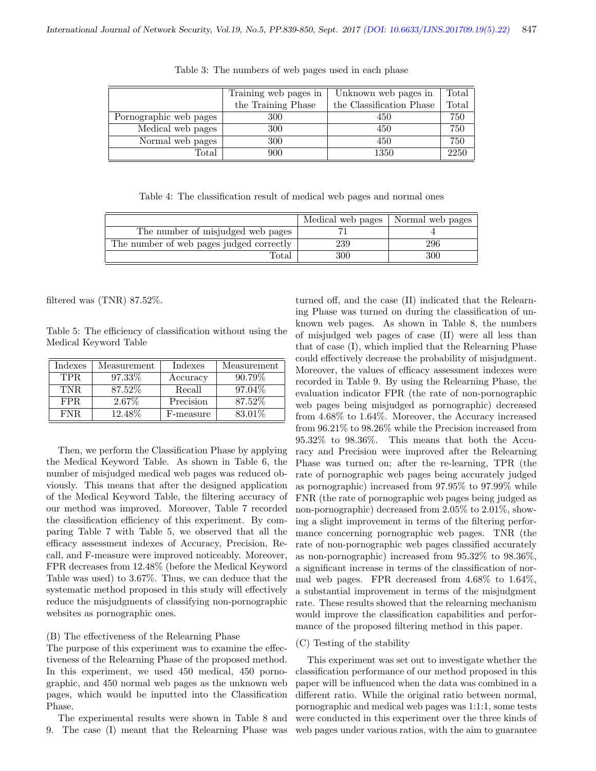Table 3: The numbers of web pages used in each phase

| | Training web pages in the Training Phase | Unknown web pages in the Classification Phase | Total Total |
|---|---|---|---|
| Pornographic web pages | 300 | 450 | 750 |
| Medical web pages | 300 | 450 | 750 |
| Normal web pages | 300 | 450 | 750 |
| Total | 900 | 1350 | 2250 |

Table 4: The classification result of medical web pages and normal ones

| | Medical web pages | Normal web pages |
|---|---|---|
| The number of misjudged web pages | 71 | 4 |
| The number of web pages judged correctly | 239 | 296 |
| Total | 300 | 300 |

filtered was (TNR) 87.52%.

Table 5: The efficiency of classification without using the Medical Keyword Table

| Indexes | Measurement | Indexes | Measurement |
|---|---|---|---|
| TPR | 97.33% | Accuracy | 90.79% |
| TNR | 87.52% | Recall | 97.04% |
| FPR | 2.67% | Precision | 87.52% |
| FNR | 12.48% | F-measure | 83.01% |

Then, we perform the Classification Phase by applying the Medical Keyword Table. As shown in Table 6, the number of misjudged medical web pages was reduced obviously. This means that after the designed application of the Medical Keyword Table, the filtering accuracy of our method was improved. Moreover, Table 7 recorded the classification efficiency of this experiment. By comparing Table 7 with Table 5, we observed that all the efficacy assessment indexes of Accuracy, Precision, Recall, and F-measure were improved noticeably. Moreover, FPR decreases from 12.48% (before the Medical Keyword Table was used) to 3.67%. Thus, we can deduce that the systematic method proposed in this study will effectively reduce the misjudgments of classifying non-pornographic websites as pornographic ones.

(B) The effectiveness of the Relearning Phase

The purpose of this experiment was to examine the effectiveness of the Relearning Phase of the proposed method. In this experiment, we used 450 medical, 450 pornographic, and 450 normal web pages as the unknown web pages, which would be inputted into the Classification Phase.

The experimental results were shown in Table 8 and 9. The case (I) meant that the Relearning Phase was turned off, and the case (II) indicated that the Relearning Phase was turned on during the classification of unknown web pages. As shown in Table 8, the numbers of misjudged web pages of case (II) were all less than that of case (I), which implied that the Relearning Phase could effectively decrease the probability of misjudgment. Moreover, the values of efficacy assessment indexes were recorded in Table 9. By using the Relearning Phase, the evaluation indicator FPR (the rate of non-pornographic web pages being misjudged as pornographic) decreased from 4.68% to 1.64%. Moreover, the Accuracy increased from 96.21% to 98.26% while the Precision increased from 95.32% to 98.36%. This means that both the Accuracy and Precision were improved after the Relearning Phase was turned on; after the re-learning, TPR (the rate of pornographic web pages being accurately judged as pornographic) increased from 97.95% to 97.99% while FNR (the rate of pornographic web pages being judged as non-pornographic) decreased from 2.05% to 2.01%, showing a slight improvement in terms of the filtering performance concerning pornographic web pages. TNR (the rate of non-pornographic web pages classified accurately as non-pornographic) increased from 95.32% to 98.36%, a significant increase in terms of the classification of normal web pages. FPR decreased from 4.68% to 1.64%, a substantial improvement in terms of the misjudgment rate. These results showed that the relearning mechanism would improve the classification capabilities and performance of the proposed filtering method in this paper.

(C) Testing of the stability

This experiment was set out to investigate whether the classification performance of our method proposed in this paper will be influenced when the data was combined in a different ratio. While the original ratio between normal, pornographic and medical web pages was 1:1:1, some tests were conducted in this experiment over the three kinds of web pages under various ratios, with the aim to guarantee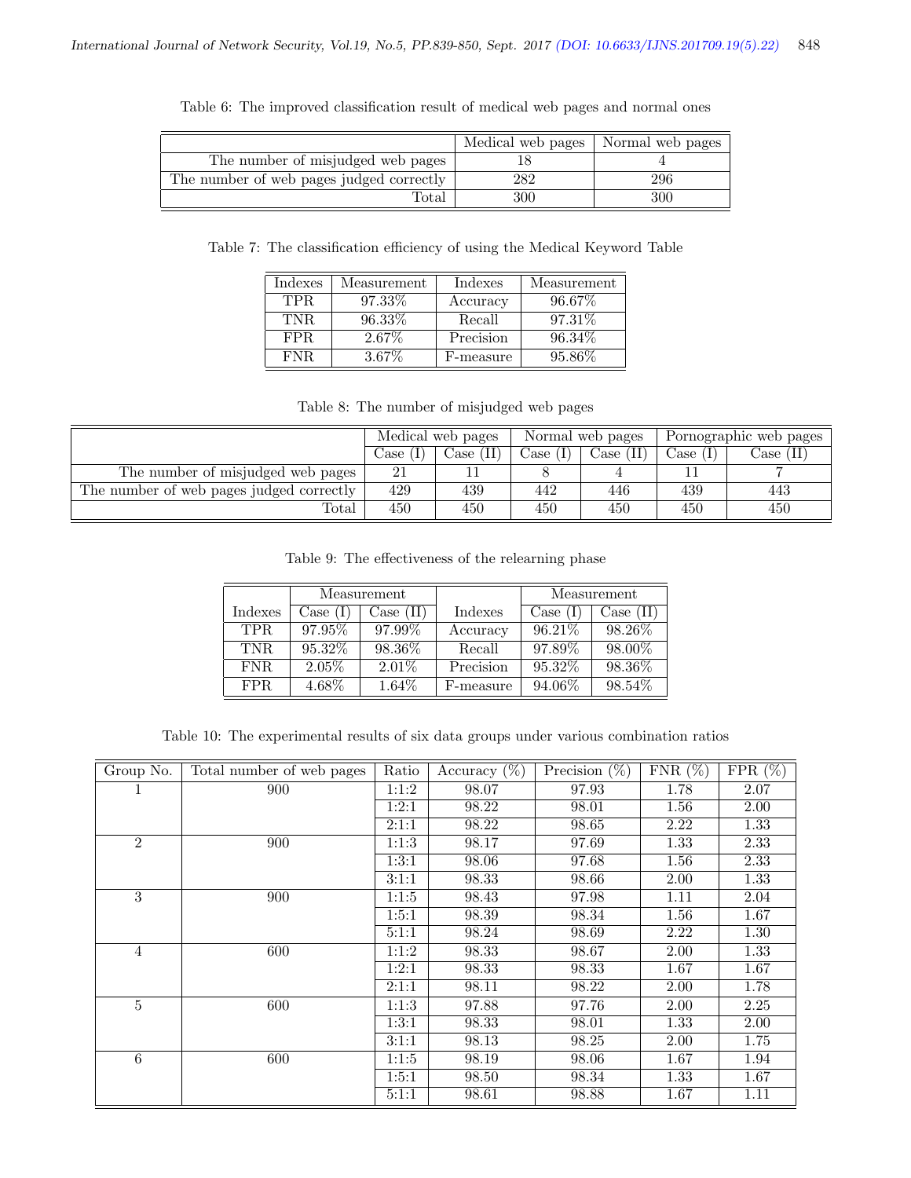Table 6: The improved classification result of medical web pages and normal ones

| | Medical web pages | Normal web pages |
|---|---|---|
| The number of misjudged web pages | 18 | 4 |
| The number of web pages judged correctly | 282 | 296 |
| Total | 300 | 300 |

Table 7: The classification efficiency of using the Medical Keyword Table

| Indexes | Measurement | Indexes | Measurement |
|---|---|---|---|
| TPR | 97.33% | Accuracy | 96.67% |
| TNR | 96.33% | Recall | 97.31% |
| FPR | 2.67% | Precision | 96.34% |
| FNR | 3.67% | F-measure | 95.86% |

Table 8: The number of misjudged web pages

| | Medical web pages | | Normal web pages | | Pornographic web pages | |
|---|---|---|---|---|---|---|
| | Case (I) | Case (II) | Case (I) | Case (II) | Case (I) | Case (II) |
| The number of misjudged web pages | 21 | 11 | 8 | 4 | 11 | 7 |
| The number of web pages judged correctly | 429 | 439 | 442 | 446 | 439 | 443 |
| Total | 450 | 450 | 450 | 450 | 450 | 450 |

Table 9: The effectiveness of the relearning phase

| | Measurement | | | Measurement | |
|---|---|---|---|---|---|
| Indexes | Case (I) | Case (II) | Indexes | Case (I) | Case (II) |
| TPR | 97.95% | 97.99% | Accuracy | 96.21% | 98.26% |
| TNR | 95.32% | 98.36% | Recall | 97.89% | 98.00% |
| FNR | 2.05% | 2.01% | Precision | 95.32% | 98.36% |
| FPR | 4.68% | 1.64% | F-measure | 94.06% | 98.54% |

Table 10: The experimental results of six data groups under various combination ratios

| Group No. | Total number of web pages | Ratio | Accuracy (%) | Precision (%) | FNR (%) | FPR (%) |
|---|---|---|---|---|---|---|
| 1 | 900 | 1:1:2 | 98.07 | 97.93 | 1.78 | 2.07 |
| | | 1:2:1 | 98.22 | 98.01 | 1.56 | 2.00 |
| | | 2:1:1 | 98.22 | 98.65 | 2.22 | 1.33 |
| 2 | 900 | 1:1:3 | 98.17 | 97.69 | 1.33 | 2.33 |
| | | 1:3:1 | 98.06 | 97.68 | 1.56 | 2.33 |
| | | 3:1:1 | 98.33 | 98.66 | 2.00 | 1.33 |
| 3 | 900 | 1:1:5 | 98.43 | 97.98 | 1.11 | 2.04 |
| | | 1:5:1 | 98.39 | 98.34 | 1.56 | 1.67 |
| | | 5:1:1 | 98.24 | 98.69 | 2.22 | 1.30 |
| 4 | 600 | 1:1:2 | 98.33 | 98.67 | 2.00 | 1.33 |
| | | 1:2:1 | 98.33 | 98.33 | 1.67 | 1.67 |
| | | 2:1:1 | 98.11 | 98.22 | 2.00 | 1.78 |
| 5 | 600 | 1:1:3 | 97.88 | 97.76 | 2.00 | 2.25 |
| | | 1:3:1 | 98.33 | 98.01 | 1.33 | 2.00 |
| | | 3:1:1 | 98.13 | 98.25 | 2.00 | 1.75 |
| 6 | 600 | 1:1:5 | 98.19 | 98.06 | 1.67 | 1.94 |
| | | 1:5:1 | 98.50 | 98.34 | 1.33 | 1.67 |
| | | 5:1:1 | 98.61 | 98.88 | 1.67 | 1.11 |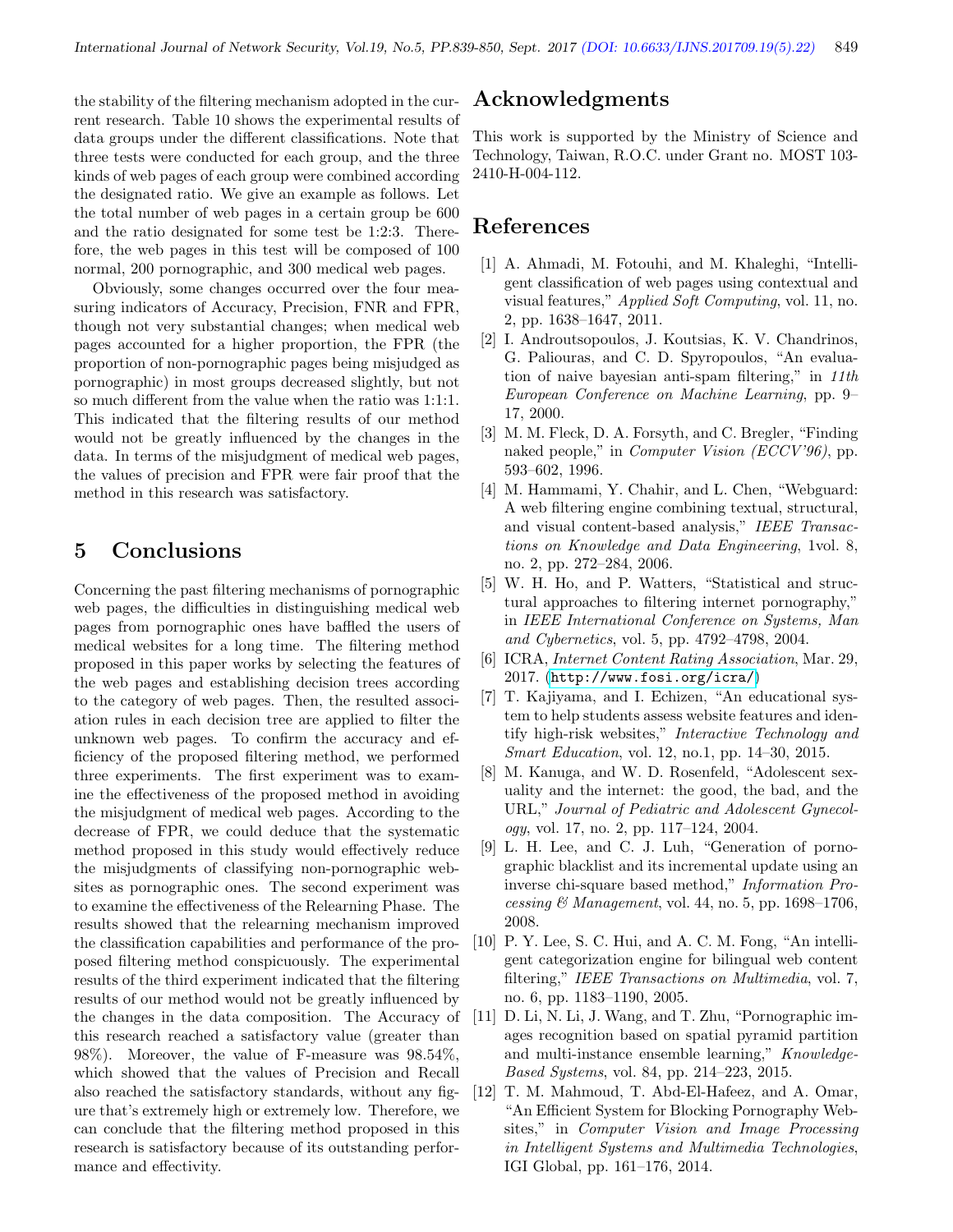the stability of the filtering mechanism adopted in the current research. Table 10 shows the experimental results of data groups under the different classifications. Note that three tests were conducted for each group, and the three kinds of web pages of each group were combined according the designated ratio. We give an example as follows. Let the total number of web pages in a certain group be 600 and the ratio designated for some test be 1:2:3. Therefore, the web pages in this test will be composed of 100 normal, 200 pornographic, and 300 medical web pages.

Obviously, some changes occurred over the four measuring indicators of Accuracy, Precision, FNR and FPR, though not very substantial changes; when medical web pages accounted for a higher proportion, the FPR (the proportion of non-pornographic pages being misjudged as pornographic) in most groups decreased slightly, but not so much different from the value when the ratio was 1:1:1. This indicated that the filtering results of our method would not be greatly influenced by the changes in the data. In terms of the misjudgment of medical web pages, the values of precision and FPR were fair proof that the method in this research was satisfactory.

## 5 Conclusions

Concerning the past filtering mechanisms of pornographic web pages, the difficulties in distinguishing medical web pages from pornographic ones have baffled the users of medical websites for a long time. The filtering method proposed in this paper works by selecting the features of the web pages and establishing decision trees according to the category of web pages. Then, the resulted association rules in each decision tree are applied to filter the unknown web pages. To confirm the accuracy and efficiency of the proposed filtering method, we performed three experiments. The first experiment was to examine the effectiveness of the proposed method in avoiding the misjudgment of medical web pages. According to the decrease of FPR, we could deduce that the systematic method proposed in this study would effectively reduce the misjudgments of classifying non-pornographic websites as pornographic ones. The second experiment was to examine the effectiveness of the Relearning Phase. The results showed that the relearning mechanism improved the classification capabilities and performance of the proposed filtering method conspicuously. The experimental results of the third experiment indicated that the filtering results of our method would not be greatly influenced by the changes in the data composition. The Accuracy of this research reached a satisfactory value (greater than 98%). Moreover, the value of F-measure was 98.54%, which showed that the values of Precision and Recall also reached the satisfactory standards, without any figure that's extremely high or extremely low. Therefore, we can conclude that the filtering method proposed in this research is satisfactory because of its outstanding performance and effectivity.

## Acknowledgments

This work is supported by the Ministry of Science and Technology, Taiwan, R.O.C. under Grant no. MOST 103-2410-H-004-112.

## References

[1] A. Ahmadi, M. Fotouhi, and M. Khaleghi, "Intelligent classification of web pages using contextual and visual features," *Applied Soft Computing*, vol. 11, no. 2, pp. 1638–1647, 2011.

[2] I. Androutsopoulos, J. Koutsias, K. V. Chandrinos, G. Paliouras, and C. D. Spyropoulos, "An evaluation of naive bayesian anti-spam filtering," in *11th European Conference on Machine Learning*, pp. 9–17, 2000.

[3] M. M. Fleck, D. A. Forsyth, and C. Bregler, "Finding naked people," in *Computer Vision (ECCV'96)*, pp. 593–602, 1996.

[4] M. Hammami, Y. Chahir, and L. Chen, "Webguard: A web filtering engine combining textual, structural, and visual content-based analysis," *IEEE Transactions on Knowledge and Data Engineering*, 1vol. 8, no. 2, pp. 272–284, 2006.

[5] W. H. Ho, and P. Watters, "Statistical and structural approaches to filtering internet pornography," in *IEEE International Conference on Systems, Man and Cybernetics*, vol. 5, pp. 4792–4798, 2004.

[6] ICRA, *Internet Content Rating Association*, Mar. 29, 2017. (http://www.fosi.org/icra/)

[7] T. Kajiyama, and I. Echizen, "An educational system to help students assess website features and identify high-risk websites," *Interactive Technology and Smart Education*, vol. 12, no.1, pp. 14–30, 2015.

[8] M. Kanuga, and W. D. Rosenfeld, "Adolescent sexuality and the internet: the good, the bad, and the URL," *Journal of Pediatric and Adolescent Gynecology*, vol. 17, no. 2, pp. 117–124, 2004.

[9] L. H. Lee, and C. J. Luh, "Generation of pornographic blacklist and its incremental update using an inverse chi-square based method," *Information Processing & Management*, vol. 44, no. 5, pp. 1698–1706, 2008.

[10] P. Y. Lee, S. C. Hui, and A. C. M. Fong, "An intelligent categorization engine for bilingual web content filtering," *IEEE Transactions on Multimedia*, vol. 7, no. 6, pp. 1183–1190, 2005.

[11] D. Li, N. Li, J. Wang, and T. Zhu, "Pornographic images recognition based on spatial pyramid partition and multi-instance ensemble learning," *Knowledge-Based Systems*, vol. 84, pp. 214–223, 2015.

[12] T. M. Mahmoud, T. Abd-El-Hafeez, and A. Omar, "An Efficient System for Blocking Pornography Websites," in *Computer Vision and Image Processing in Intelligent Systems and Multimedia Technologies*, IGI Global, pp. 161–176, 2014.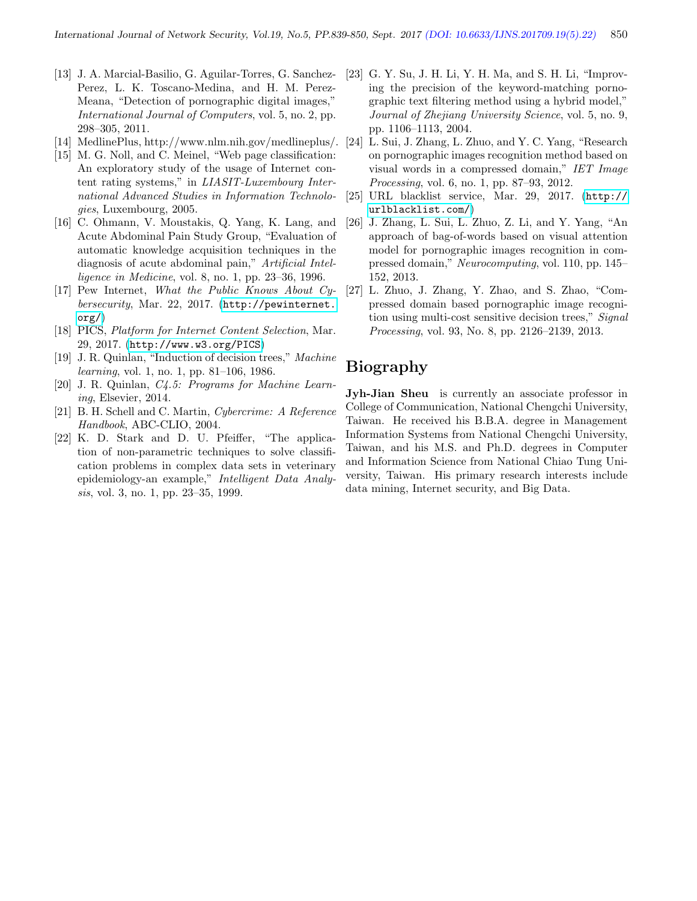[13] J. A. Marcial-Basilio, G. Aguilar-Torres, G. Sanchez-Perez, L. K. Toscano-Medina, and H. M. Perez-Meana, "Detection of pornographic digital images," *International Journal of Computers*, vol. 5, no. 2, pp. 298–305, 2011.

[14] MedlinePlus, http://www.nlm.nih.gov/medlineplus/.

[15] M. G. Noll, and C. Meinel, "Web page classification: An exploratory study of the usage of Internet content rating systems," in *LIASIT-Luxembourg International Advanced Studies in Information Technologies*, Luxembourg, 2005.

[16] C. Ohmann, V. Moustakis, Q. Yang, K. Lang, and Acute Abdominal Pain Study Group, "Evaluation of automatic knowledge acquisition techniques in the diagnosis of acute abdominal pain," *Artificial Intelligence in Medicine*, vol. 8, no. 1, pp. 23–36, 1996.

[17] Pew Internet, *What the Public Knows About Cybersecurity*, Mar. 22, 2017. (http://pewinternet.org/)

[18] PICS, *Platform for Internet Content Selection*, Mar. 29, 2017. (http://www.w3.org/PICS)

[19] J. R. Quinlan, "Induction of decision trees," *Machine learning*, vol. 1, no. 1, pp. 81–106, 1986.

[20] J. R. Quinlan, *C4.5: Programs for Machine Learning*, Elsevier, 2014.

[21] B. H. Schell and C. Martin, *Cybercrime: A Reference Handbook*, ABC-CLIO, 2004.

[22] K. D. Stark and D. U. Pfeiffer, "The application of non-parametric techniques to solve classification problems in complex data sets in veterinary epidemiology-an example," *Intelligent Data Analysis*, vol. 3, no. 1, pp. 23–35, 1999.

[23] G. Y. Su, J. H. Li, Y. H. Ma, and S. H. Li, "Improving the precision of the keyword-matching pornographic text filtering method using a hybrid model," *Journal of Zhejiang University Science*, vol. 5, no. 9, pp. 1106–1113, 2004.

[24] L. Sui, J. Zhang, L. Zhuo, and Y. C. Yang, "Research on pornographic images recognition method based on visual words in a compressed domain," *IET Image Processing*, vol. 6, no. 1, pp. 87–93, 2012.

[25] URL blacklist service, Mar. 29, 2017. (http://urlblacklist.com/)

[26] J. Zhang, L. Sui, L. Zhuo, Z. Li, and Y. Yang, "An approach of bag-of-words based on visual attention model for pornographic images recognition in compressed domain," *Neurocomputing*, vol. 110, pp. 145–152, 2013.

[27] L. Zhuo, J. Zhang, Y. Zhao, and S. Zhao, "Compressed domain based pornographic image recognition using multi-cost sensitive decision trees," *Signal Processing*, vol. 93, No. 8, pp. 2126–2139, 2013.

# Biography

**Jyh-Jian Sheu** is currently an associate professor in College of Communication, National Chengchi University, Taiwan. He received his B.B.A. degree in Management Information Systems from National Chengchi University, Taiwan, and his M.S. and Ph.D. degrees in Computer and Information Science from National Chiao Tung University, Taiwan. His primary research interests include data mining, Internet security, and Big Data.